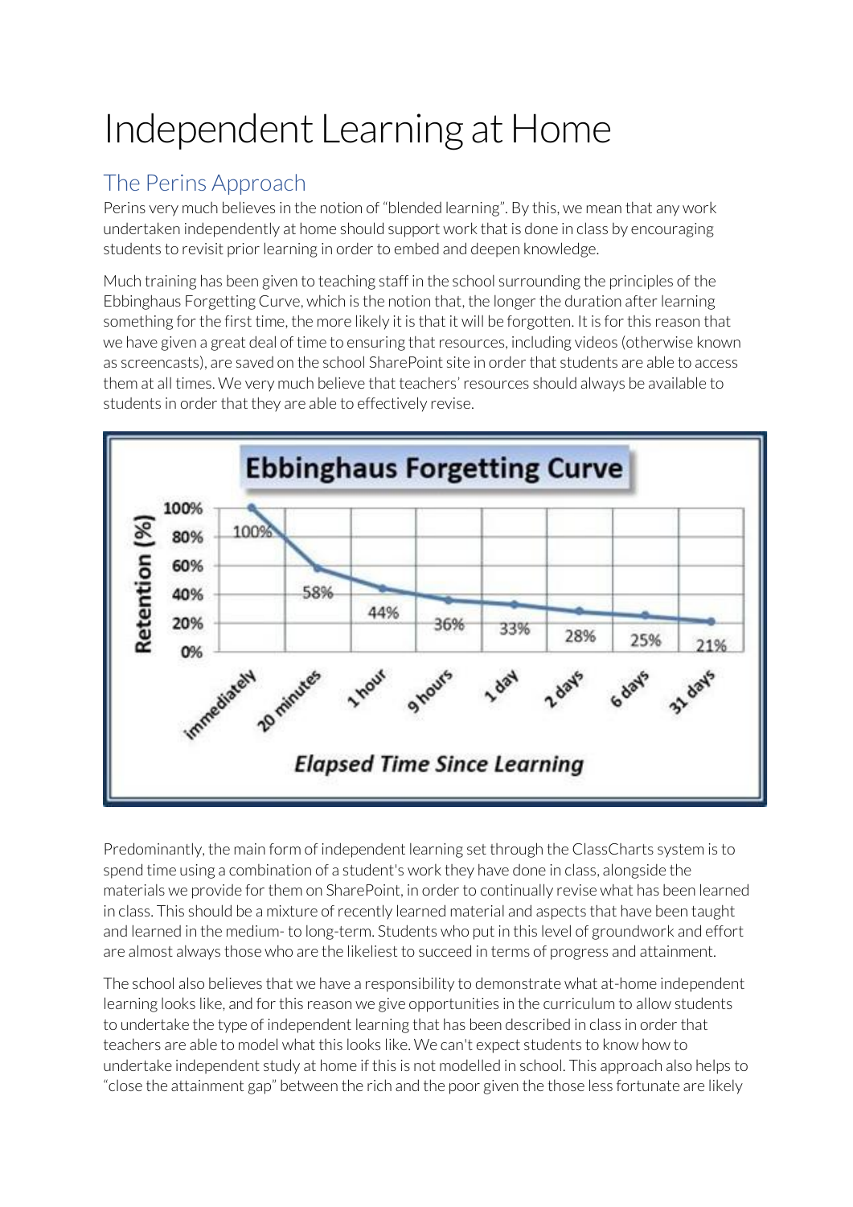# Independent Learning at Home

## The Perins Approach

Perins very much believes in the notion of "blended learning". By this, we mean that any work undertaken independently at home should support work that is done in class by encouraging students to revisit prior learning in order to embed and deepen knowledge.

Much training has been given to teaching staff in the school surrounding the principles of the Ebbinghaus Forgetting Curve, which is the notion that, the longer the duration after learning something for the first time, the more likely it is that it will be forgotten. It is for this reason that we have given a great deal of time to ensuring that resources, including videos (otherwise known as screencasts), are saved on the school SharePoint site in order that students are able to access them at all times. We very much believe that teachers' resources should always be available to students in order that they are able to effectively revise.

**Ebbinghaus Forgetting Curve**

| Elapsed Time Since Learning | Retention (%) |
| --- | --- |
| immediately | 100% |
| 20 minutes | 58% |
| 1 hour | 44% |
| 9 hours | 36% |
| 1 day | 33% |
| 2 days | 28% |
| 6 days | 25% |
| 31 days | 21% |

Predominantly, the main form of independent learning set through the ClassCharts system is to spend time using a combination of a student's work they have done in class, alongside the materials we provide for them on SharePoint, in order to continually revise what has been learned in class. This should be a mixture of recently learned material and aspects that have been taught and learned in the medium- to long-term. Students who put in this level of groundwork and effort are almost always those who are the likeliest to succeed in terms of progress and attainment.

The school also believes that we have a responsibility to demonstrate what at-home independent learning looks like, and for this reason we give opportunities in the curriculum to allow students to undertake the type of independent learning that has been described in class in order that teachers are able to model what this looks like. We can't expect students to know how to undertake independent study at home if this is not modelled in school. This approach also helps to "close the attainment gap" between the rich and the poor given the those less fortunate are likely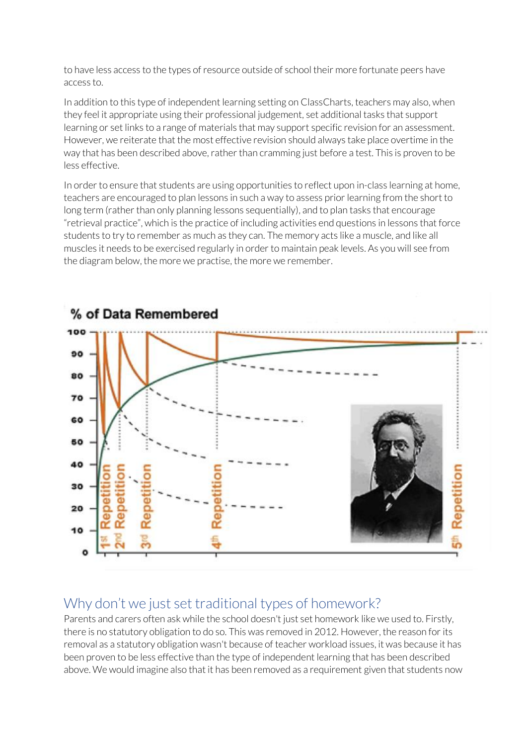to have less access to the types of resource outside of school their more fortunate peers have access to.

In addition to this type of independent learning setting on ClassCharts, teachers may also, when they feel it appropriate using their professional judgement, set additional tasks that support learning or set links to a range of materials that may support specific revision for an assessment. However, we reiterate that the most effective revision should always take place overtime in the way that has been described above, rather than cramming just before a test. This is proven to be less effective.

In order to ensure that students are using opportunities to reflect upon in-class learning at home, teachers are encouraged to plan lessons in such a way to assess prior learning from the short to long term (rather than only planning lessons sequentially), and to plan tasks that encourage "retrieval practice", which is the practice of including activities end questions in lessons that force students to try to remember as much as they can. The memory acts like a muscle, and like all muscles it needs to be exercised regularly in order to maintain peak levels. As you will see from the diagram below, the more we practise, the more we remember.

## Why don't we just set traditional types of homework?

Parents and carers often ask while the school doesn't just set homework like we used to. Firstly, there is no statutory obligation to do so. This was removed in 2012. However, the reason for its removal as a statutory obligation wasn't because of teacher workload issues, it was because it has been proven to be less effective than the type of independent learning that has been described above. We would imagine also that it has been removed as a requirement given that students now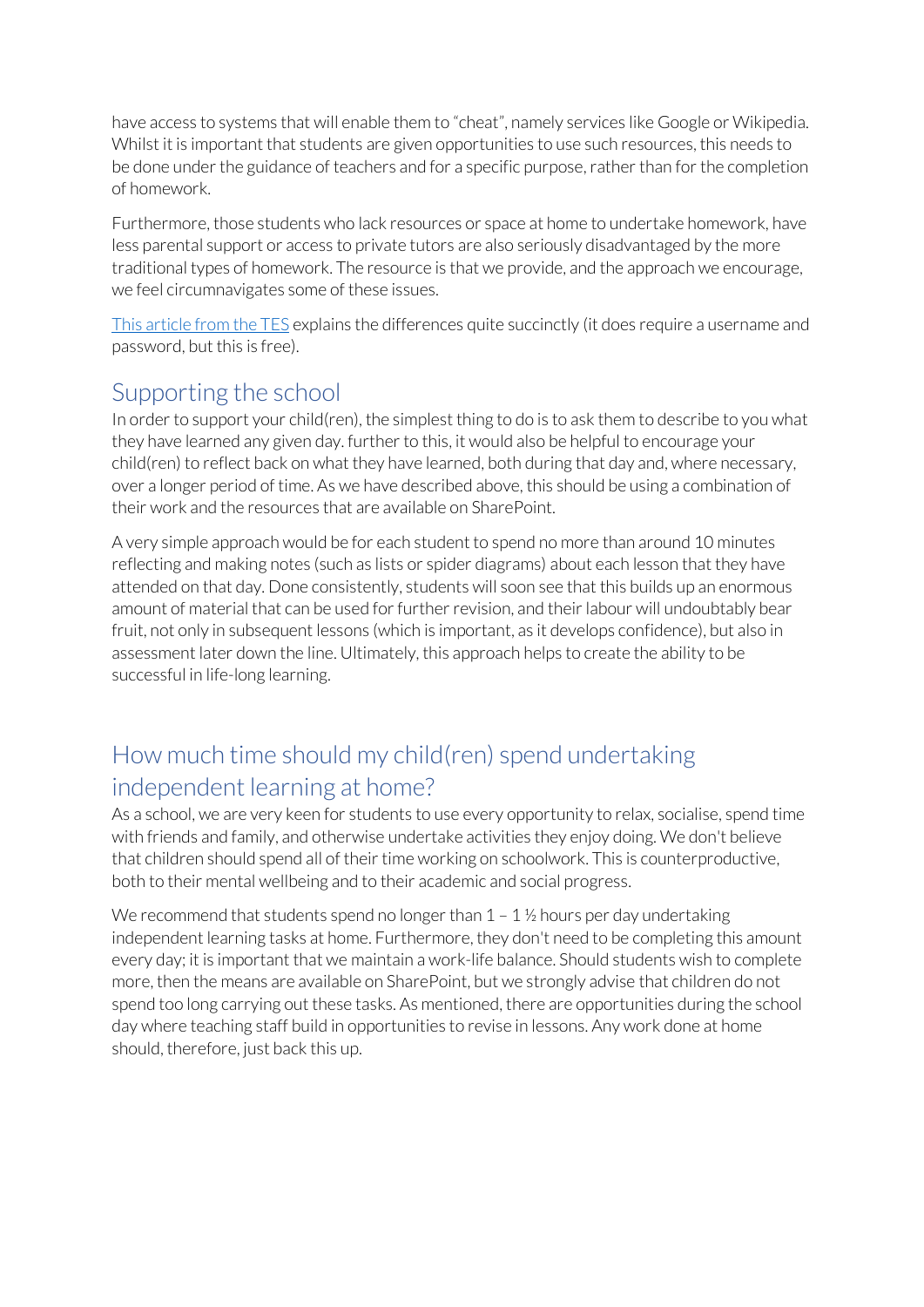have access to systems that will enable them to “cheat”, namely services like Google or Wikipedia. Whilst it is important that students are given opportunities to use such resources, this needs to be done under the guidance of teachers and for a specific purpose, rather than for the completion of homework.

Furthermore, those students who lack resources or space at home to undertake homework, have less parental support or access to private tutors are also seriously disadvantaged by the more traditional types of homework. The resource is that we provide, and the approach we encourage, we feel circumnavigates some of these issues.

[This article from the TES] explains the differences quite succinctly (it does require a username and password, but this is free).

## Supporting the school

In order to support your child(ren), the simplest thing to do is to ask them to describe to you what they have learned any given day. further to this, it would also be helpful to encourage your child(ren) to reflect back on what they have learned, both during that day and, where necessary, over a longer period of time. As we have described above, this should be using a combination of their work and the resources that are available on SharePoint.

A very simple approach would be for each student to spend no more than around 10 minutes reflecting and making notes (such as lists or spider diagrams) about each lesson that they have attended on that day. Done consistently, students will soon see that this builds up an enormous amount of material that can be used for further revision, and their labour will undoubtably bear fruit, not only in subsequent lessons (which is important, as it develops confidence), but also in assessment later down the line. Ultimately, this approach helps to create the ability to be successful in life-long learning.

## How much time should my child(ren) spend undertaking independent learning at home?

As a school, we are very keen for students to use every opportunity to relax, socialise, spend time with friends and family, and otherwise undertake activities they enjoy doing. We don't believe that children should spend all of their time working on schoolwork. This is counterproductive, both to their mental wellbeing and to their academic and social progress.

We recommend that students spend no longer than 1 – 1 ½ hours per day undertaking independent learning tasks at home. Furthermore, they don't need to be completing this amount every day; it is important that we maintain a work-life balance. Should students wish to complete more, then the means are available on SharePoint, but we strongly advise that children do not spend too long carrying out these tasks. As mentioned, there are opportunities during the school day where teaching staff build in opportunities to revise in lessons. Any work done at home should, therefore, just back this up.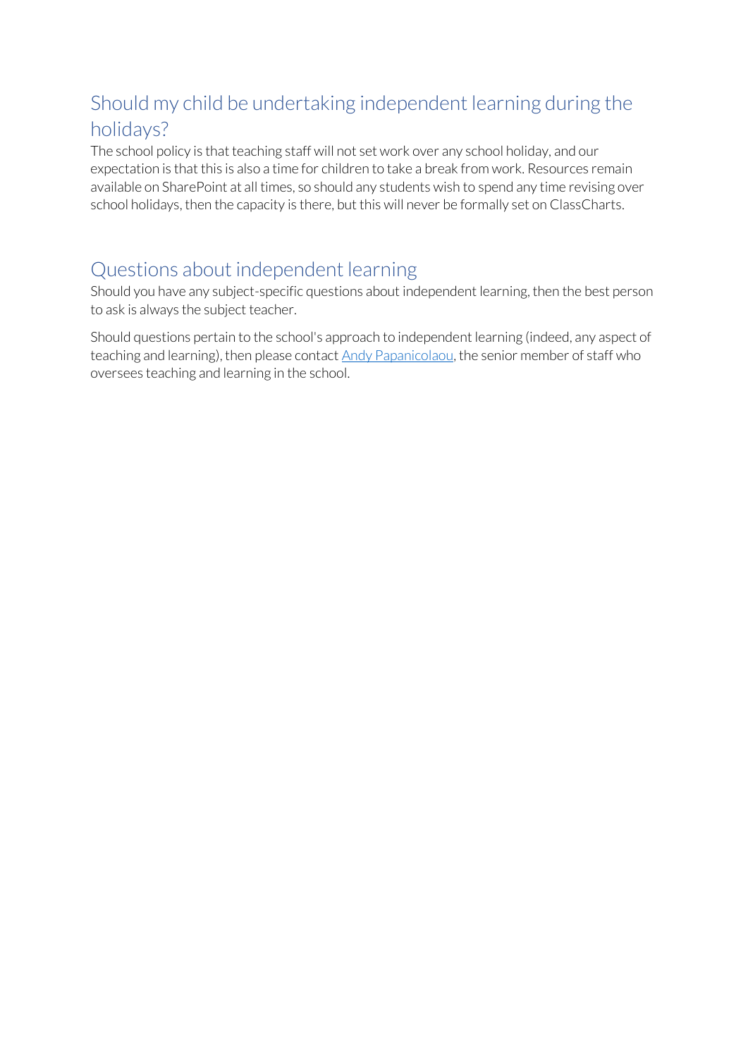## Should my child be undertaking independent learning during the holidays?

The school policy is that teaching staff will not set work over any school holiday, and our expectation is that this is also a time for children to take a break from work. Resources remain available on SharePoint at all times, so should any students wish to spend any time revising over school holidays, then the capacity is there, but this will never be formally set on ClassCharts.

## Questions about independent learning

Should you have any subject-specific questions about independent learning, then the best person to ask is always the subject teacher.

Should questions pertain to the school's approach to independent learning (indeed, any aspect of teaching and learning), then please contact Andy Papanicolaou, the senior member of staff who oversees teaching and learning in the school.